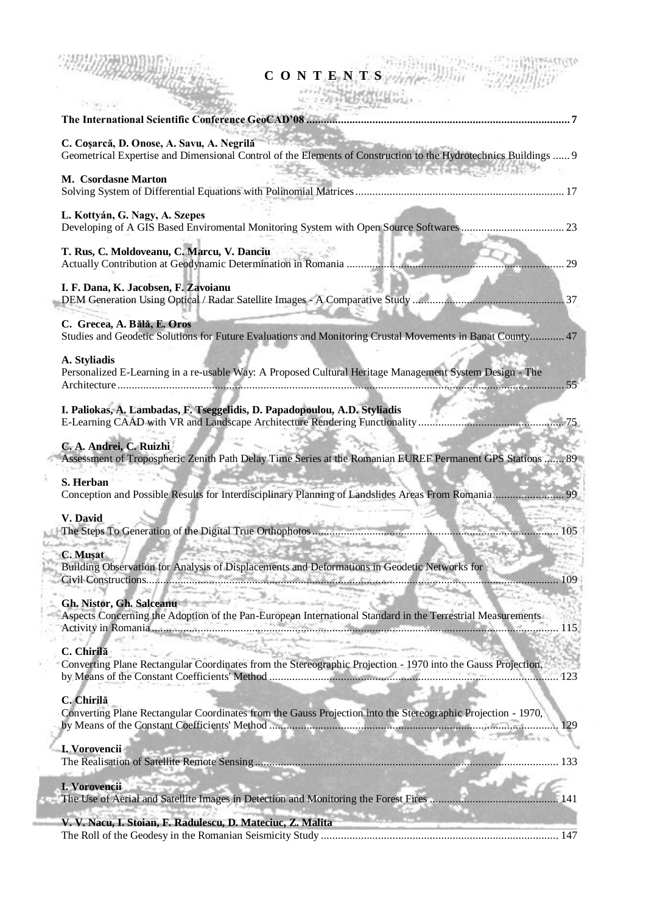# C O N T E N T S

**The International Scientific Conference GeoCAD'08** .......... 7

**C. Coşarcă, D. Onose, A. Savu, A. Negrilă**
Geometrical Expertise and Dimensional Control of the Elements of Construction to the Hydrotechnics Buildings .......... 9

**M. Csordasne Marton**
Solving System of Differential Equations with Polinomial Matrices .......... 17

**L. Kottyán, G. Nagy, A. Szepes**
Developing of A GIS Based Enviromental Monitoring System with Open Source Softwares .......... 23

**T. Rus, C. Moldoveanu, C. Marcu, V. Danciu**
Actually Contribution at Geodynamic Determination in Romania .......... 29

**I. F. Dana, K. Jacobsen, F. Zavoianu**
DEM Generation Using Optical / Radar Satellite Images - A Comparative Study .......... 37

**C. Grecea, A. Bălă, E. Oros**
Studies and Geodetic Solutions for Future Evaluations and Monitoring Crustal Movements in Banat County .......... 47

**A. Styliadis**
Personalized E-Learning in a re-usable Way: A Proposed Cultural Heritage Management System Design - The Architecture .......... 55

**I. Paliokas, A. Lambadas, F. Tseggelidis, D. Papadopoulou, A.D. Styliadis**
E-Learning CAAD with VR and Landscape Architecture Rendering Functionality .......... 75

**C. A. Andrei, C. Ruizhi**
Assessment of Tropospheric Zenith Path Delay Time Series at the Romanian EUREF Permanent GPS Stations .......... 89

**S. Herban**
Conception and Possible Results for Interdisciplinary Planning of Landslides Areas From Romania .......... 99

**V. David**
The Steps To Generation of the Digital True Orthophotos .......... 105

**C. Muşat**
Building Observation for Analysis of Displacements and Deformations in Geodetic Networks for Civil Constructions .......... 109

**Gh. Nistor, Gh. Salceanu**
Aspects Concerning the Adoption of the Pan-European International Standard in the Terrestrial Measurements Activity in Romania .......... 115

**C. Chirilă**
Converting Plane Rectangular Coordinates from the Stereographic Projection - 1970 into the Gauss Projection, by Means of the Constant Coefficients' Method .......... 123

**C. Chirilă**
Converting Plane Rectangular Coordinates from the Gauss Projection into the Stereographic Projection - 1970, by Means of the Constant Coefficients' Method .......... 129

**I. Vorovencii**
The Realisation of Satellite Remote Sensing .......... 133

**I. Vorovencii**
The Use of Aerial and Satellite Images in Detection and Monitoring the Forest Fires .......... 141

**V. V. Nacu, I. Stoian, F. Radulescu, D. Mateciuc, Z. Malita**
The Roll of the Geodesy in the Romanian Seismicity Study .......... 147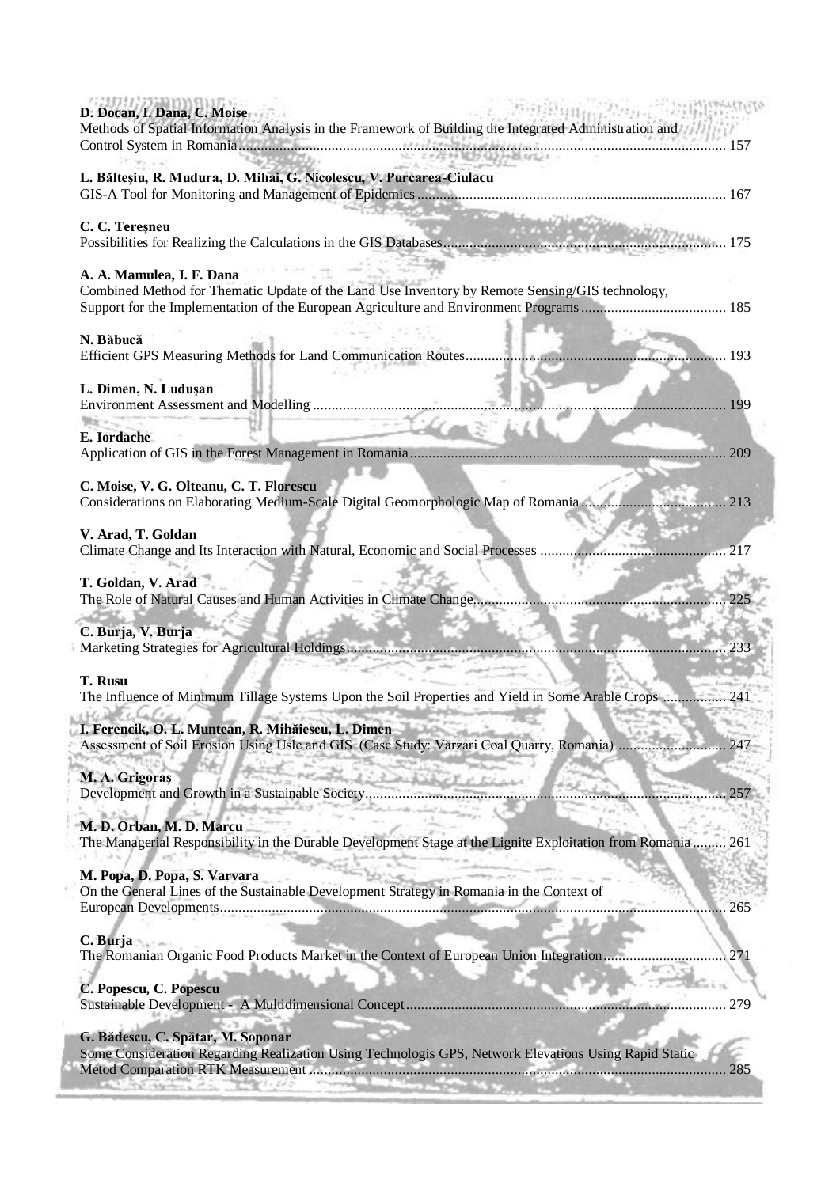**D. Docan, I. Dana, C. Moise**
Methods of Spatial Information Analysis in the Framework of Building the Integrated Administration and Control System in Romania ........ 157

**L. Bălteşiu, R. Mudura, D. Mihai, G. Nicolescu, V. Purcarea-Ciulacu**
GIS-A Tool for Monitoring and Management of Epidemics ........ 167

**C. C. Tereşneu**
Possibilities for Realizing the Calculations in the GIS Databases ........ 175

**A. A. Mamulea, I. F. Dana**
Combined Method for Thematic Update of the Land Use Inventory by Remote Sensing/GIS technology, Support for the Implementation of the European Agriculture and Environment Programs ........ 185

**N. Băbucă**
Efficient GPS Measuring Methods for Land Communication Routes ........ 193

**L. Dimen, N. Luduşan**
Environment Assessment and Modelling ........ 199

**E. Iordache**
Application of GIS in the Forest Management in Romania ........ 209

**C. Moise, V. G. Olteanu, C. T. Florescu**
Considerations on Elaborating Medium-Scale Digital Geomorphologic Map of Romania ........ 213

**V. Arad, T. Goldan**
Climate Change and Its Interaction with Natural, Economic and Social Processes ........ 217

**T. Goldan, V. Arad**
The Role of Natural Causes and Human Activities in Climate Change ........ 225

**C. Burja, V. Burja**
Marketing Strategies for Agricultural Holdings ........ 233

**T. Rusu**
The Influence of Minimum Tillage Systems Upon the Soil Properties and Yield in Some Arable Crops ........ 241

**I. Ferencik, O. L. Muntean, R. Mihăiescu, L. Dimen**
Assessment of Soil Erosion Using Usle and GIS (Case Study: Vărzari Coal Quarry, Romania) ........ 247

**M. A. Grigoraş**
Development and Growth in a Sustainable Society ........ 257

**M. D. Orban, M. D. Marcu**
The Managerial Responsibility in the Durable Development Stage at the Lignite Exploitation from Romania ........ 261

**M. Popa, D. Popa, S. Varvara**
On the General Lines of the Sustainable Development Strategy in Romania in the Context of European Developments ........ 265

**C. Burja**
The Romanian Organic Food Products Market in the Context of European Union Integration ........ 271

**C. Popescu, C. Popescu**
Sustainable Development - A Multidimensional Concept ........ 279

**G. Bădescu, C. Spătar, M. Soponar**
Some Consideration Regarding Realization Using Technologis GPS, Network Elevations Using Rapid Static Metod Comparation RTK Measurement ........ 285